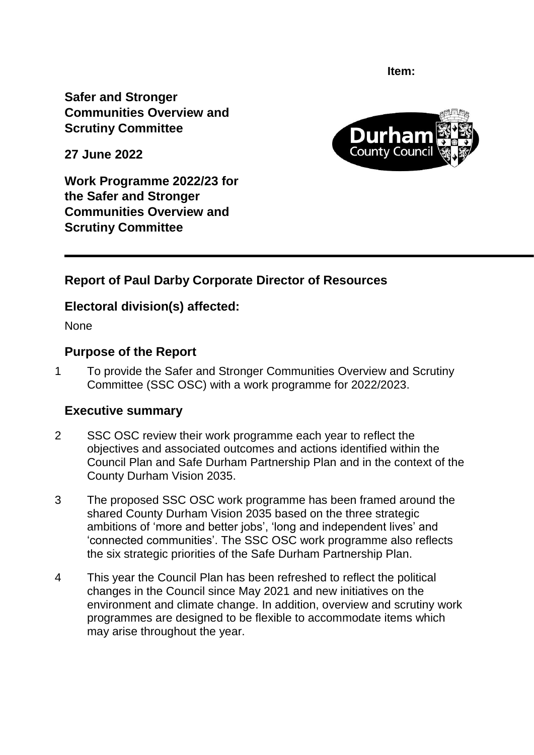**Item:**

**Safer and Stronger Communities Overview and Scrutiny Committee**

**27 June 2022**

**Work Programme 2022/23 for the Safer and Stronger Communities Overview and Scrutiny Committee**

---

## Report of Paul Darby Corporate Director of Resources

## Electoral division(s) affected:

None

## Purpose of the Report

1 To provide the Safer and Stronger Communities Overview and Scrutiny Committee (SSC OSC) with a work programme for 2022/2023.

## Executive summary

2 SSC OSC review their work programme each year to reflect the objectives and associated outcomes and actions identified within the Council Plan and Safe Durham Partnership Plan and in the context of the County Durham Vision 2035.

3 The proposed SSC OSC work programme has been framed around the shared County Durham Vision 2035 based on the three strategic ambitions of 'more and better jobs', 'long and independent lives' and 'connected communities'. The SSC OSC work programme also reflects the six strategic priorities of the Safe Durham Partnership Plan.

4 This year the Council Plan has been refreshed to reflect the political changes in the Council since May 2021 and new initiatives on the environment and climate change. In addition, overview and scrutiny work programmes are designed to be flexible to accommodate items which may arise throughout the year.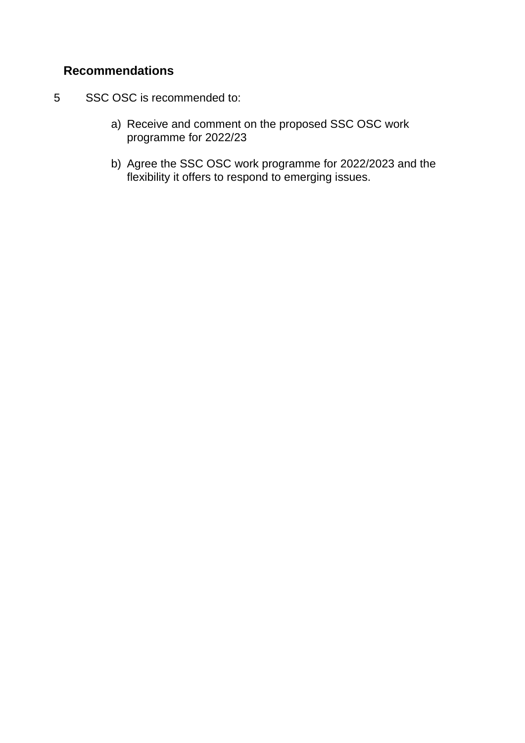## Recommendations

5 SSC OSC is recommended to:

a) Receive and comment on the proposed SSC OSC work programme for 2022/23

b) Agree the SSC OSC work programme for 2022/2023 and the flexibility it offers to respond to emerging issues.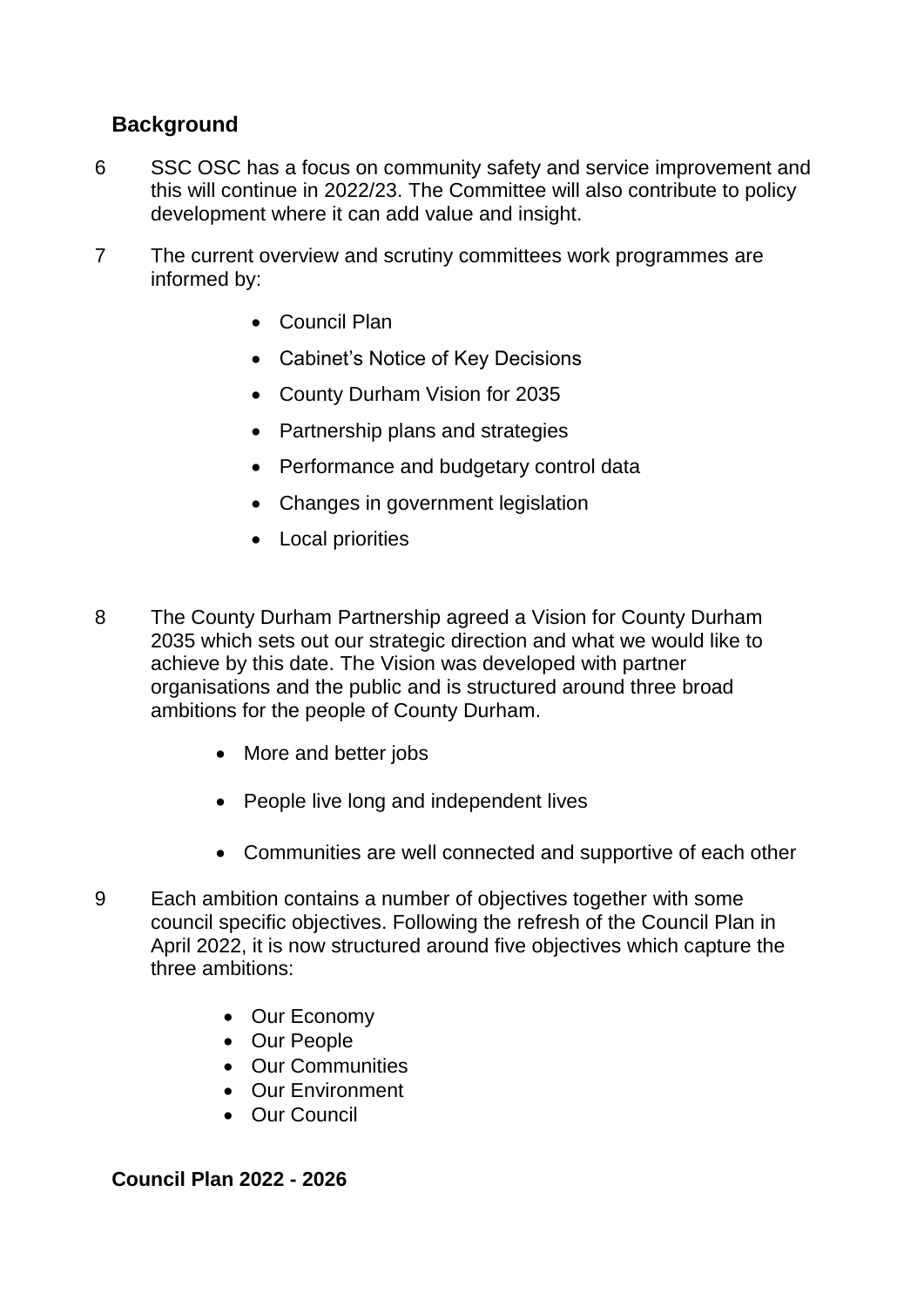## Background

6 SSC OSC has a focus on community safety and service improvement and this will continue in 2022/23. The Committee will also contribute to policy development where it can add value and insight.

7 The current overview and scrutiny committees work programmes are informed by:

- Council Plan
- Cabinet's Notice of Key Decisions
- County Durham Vision for 2035
- Partnership plans and strategies
- Performance and budgetary control data
- Changes in government legislation
- Local priorities

8 The County Durham Partnership agreed a Vision for County Durham 2035 which sets out our strategic direction and what we would like to achieve by this date. The Vision was developed with partner organisations and the public and is structured around three broad ambitions for the people of County Durham.

- More and better jobs
- People live long and independent lives
- Communities are well connected and supportive of each other

9 Each ambition contains a number of objectives together with some council specific objectives. Following the refresh of the Council Plan in April 2022, it is now structured around five objectives which capture the three ambitions:

- Our Economy
- Our People
- Our Communities
- Our Environment
- Our Council

## Council Plan 2022 - 2026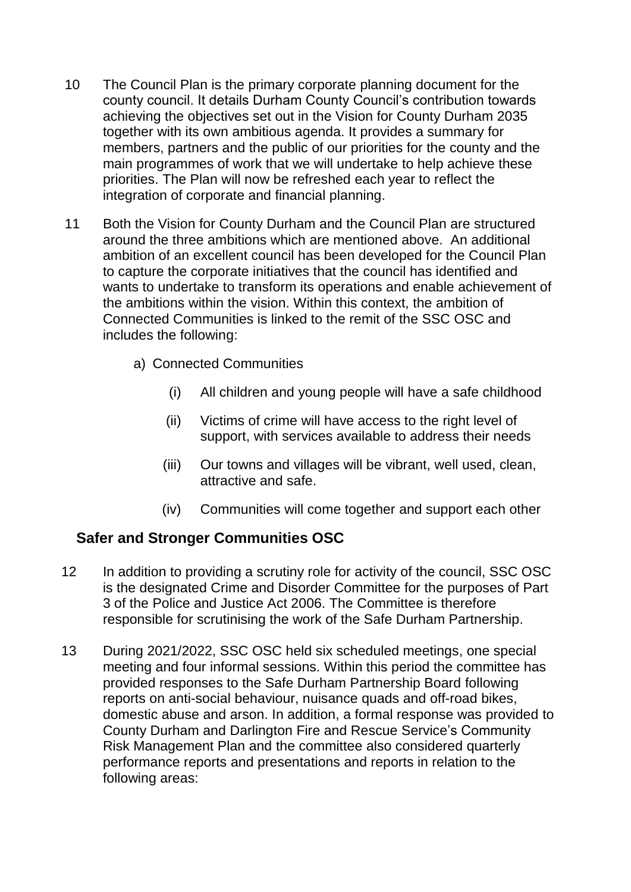10 The Council Plan is the primary corporate planning document for the county council. It details Durham County Council's contribution towards achieving the objectives set out in the Vision for County Durham 2035 together with its own ambitious agenda. It provides a summary for members, partners and the public of our priorities for the county and the main programmes of work that we will undertake to help achieve these priorities. The Plan will now be refreshed each year to reflect the integration of corporate and financial planning.

11 Both the Vision for County Durham and the Council Plan are structured around the three ambitions which are mentioned above. An additional ambition of an excellent council has been developed for the Council Plan to capture the corporate initiatives that the council has identified and wants to undertake to transform its operations and enable achievement of the ambitions within the vision. Within this context, the ambition of Connected Communities is linked to the remit of the SSC OSC and includes the following:

a) Connected Communities

(i) All children and young people will have a safe childhood

(ii) Victims of crime will have access to the right level of support, with services available to address their needs

(iii) Our towns and villages will be vibrant, well used, clean, attractive and safe.

(iv) Communities will come together and support each other

## Safer and Stronger Communities OSC

12 In addition to providing a scrutiny role for activity of the council, SSC OSC is the designated Crime and Disorder Committee for the purposes of Part 3 of the Police and Justice Act 2006. The Committee is therefore responsible for scrutinising the work of the Safe Durham Partnership.

13 During 2021/2022, SSC OSC held six scheduled meetings, one special meeting and four informal sessions. Within this period the committee has provided responses to the Safe Durham Partnership Board following reports on anti-social behaviour, nuisance quads and off-road bikes, domestic abuse and arson. In addition, a formal response was provided to County Durham and Darlington Fire and Rescue Service's Community Risk Management Plan and the committee also considered quarterly performance reports and presentations and reports in relation to the following areas: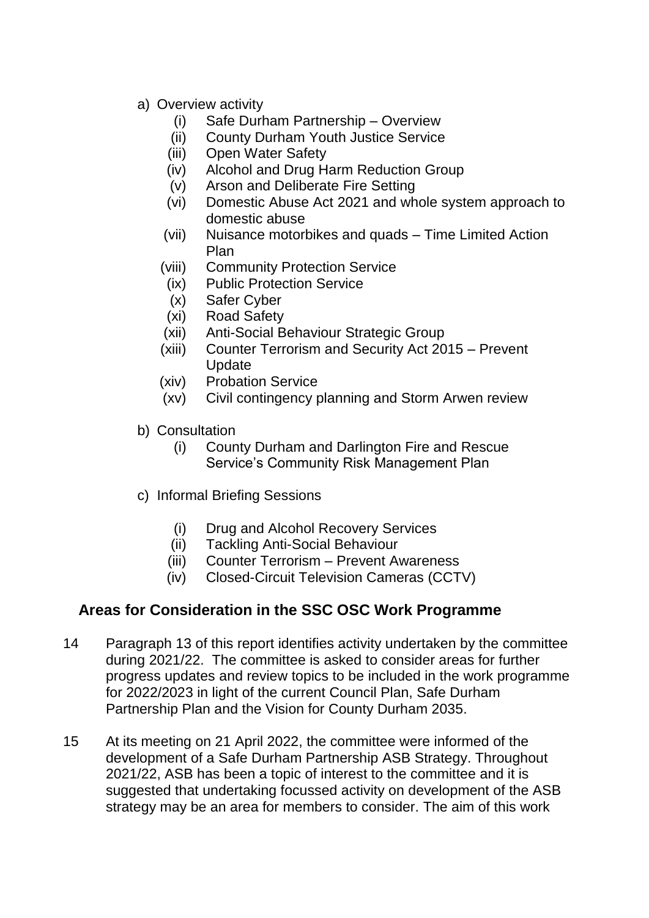a) Overview activity
   - (i) Safe Durham Partnership – Overview
   - (ii) County Durham Youth Justice Service
   - (iii) Open Water Safety
   - (iv) Alcohol and Drug Harm Reduction Group
   - (v) Arson and Deliberate Fire Setting
   - (vi) Domestic Abuse Act 2021 and whole system approach to domestic abuse
   - (vii) Nuisance motorbikes and quads – Time Limited Action Plan
   - (viii) Community Protection Service
   - (ix) Public Protection Service
   - (x) Safer Cyber
   - (xi) Road Safety
   - (xii) Anti-Social Behaviour Strategic Group
   - (xiii) Counter Terrorism and Security Act 2015 – Prevent Update
   - (xiv) Probation Service
   - (xv) Civil contingency planning and Storm Arwen review

b) Consultation
   - (i) County Durham and Darlington Fire and Rescue Service's Community Risk Management Plan

c) Informal Briefing Sessions
   - (i) Drug and Alcohol Recovery Services
   - (ii) Tackling Anti-Social Behaviour
   - (iii) Counter Terrorism – Prevent Awareness
   - (iv) Closed-Circuit Television Cameras (CCTV)

## Areas for Consideration in the SSC OSC Work Programme

14 Paragraph 13 of this report identifies activity undertaken by the committee during 2021/22. The committee is asked to consider areas for further progress updates and review topics to be included in the work programme for 2022/2023 in light of the current Council Plan, Safe Durham Partnership Plan and the Vision for County Durham 2035.

15 At its meeting on 21 April 2022, the committee were informed of the development of a Safe Durham Partnership ASB Strategy. Throughout 2021/22, ASB has been a topic of interest to the committee and it is suggested that undertaking focussed activity on development of the ASB strategy may be an area for members to consider. The aim of this work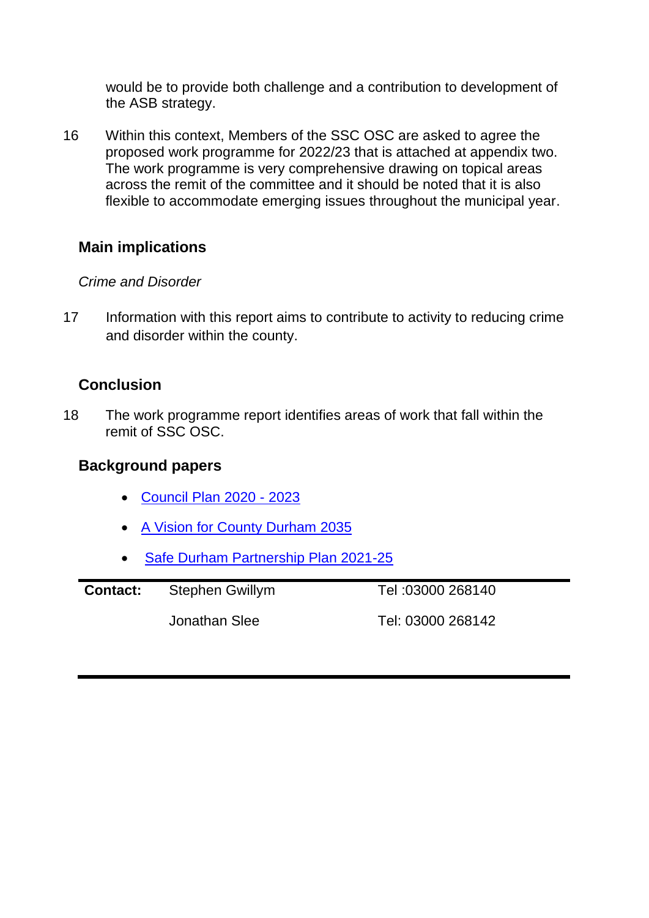would be to provide both challenge and a contribution to development of the ASB strategy.

16 Within this context, Members of the SSC OSC are asked to agree the proposed work programme for 2022/23 that is attached at appendix two. The work programme is very comprehensive drawing on topical areas across the remit of the committee and it should be noted that it is also flexible to accommodate emerging issues throughout the municipal year.

## Main implications

*Crime and Disorder*

17 Information with this report aims to contribute to activity to reducing crime and disorder within the county.

## Conclusion

18 The work programme report identifies areas of work that fall within the remit of SSC OSC.

## Background papers

- Council Plan 2020 - 2023
- A Vision for County Durham 2035
- Safe Durham Partnership Plan 2021-25

| **Contact:** | Stephen Gwillym | Tel :03000 268140 |
|---|---|---|
| | Jonathan Slee | Tel: 03000 268142 |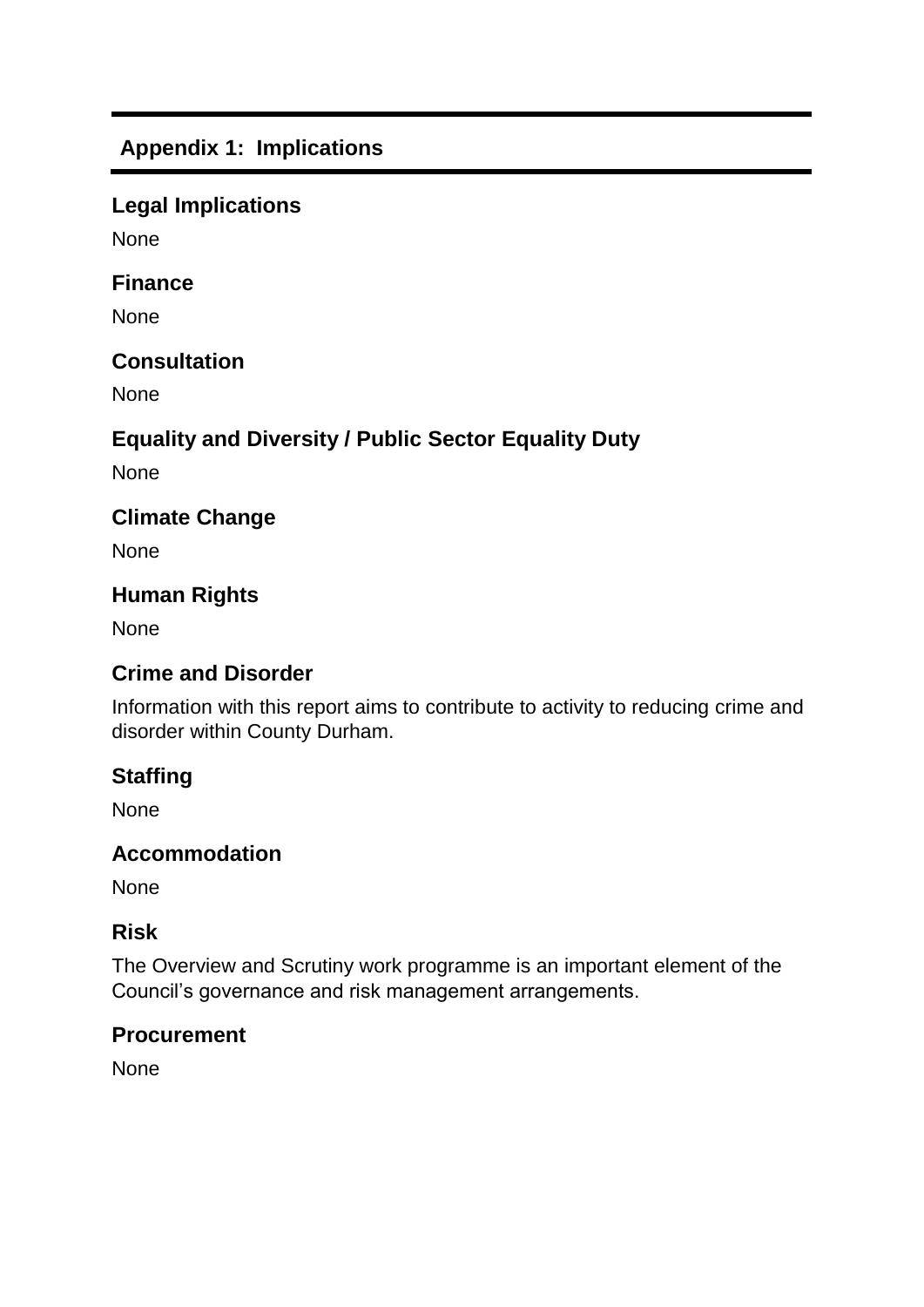## Appendix 1: Implications

### Legal Implications

None

### Finance

None

### Consultation

None

### Equality and Diversity / Public Sector Equality Duty

None

### Climate Change

None

### Human Rights

None

### Crime and Disorder

Information with this report aims to contribute to activity to reducing crime and disorder within County Durham.

### Staffing

None

### Accommodation

None

### Risk

The Overview and Scrutiny work programme is an important element of the Council's governance and risk management arrangements.

### Procurement

None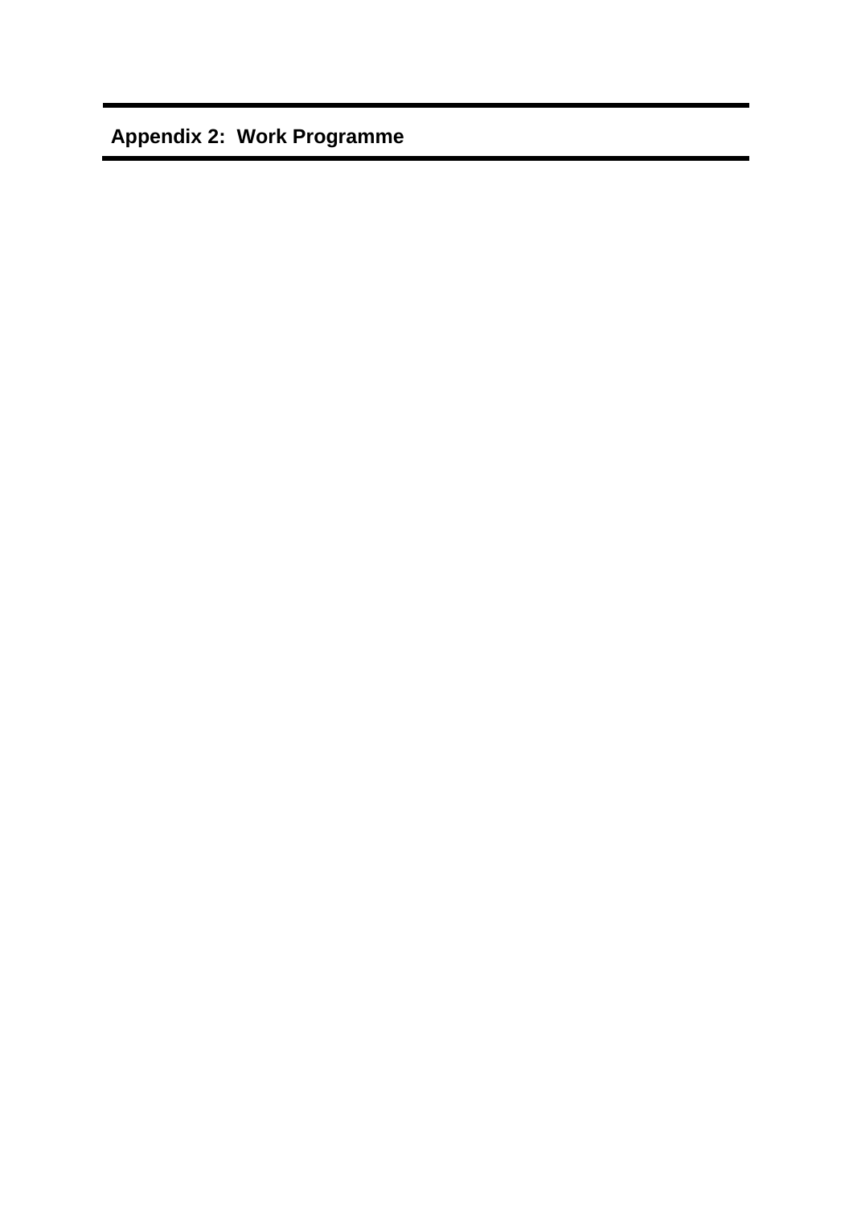## Appendix 2: Work Programme